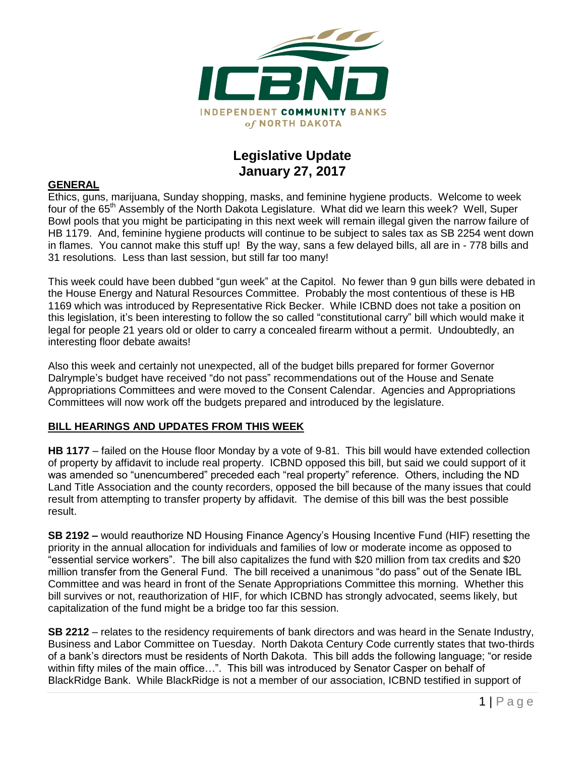ICBND

INDEPENDENT COMMUNITY BANKS of NORTH DAKOTA

# Legislative Update
# January 27, 2017

## GENERAL

Ethics, guns, marijuana, Sunday shopping, masks, and feminine hygiene products. Welcome to week four of the 65th Assembly of the North Dakota Legislature. What did we learn this week? Well, Super Bowl pools that you might be participating in this next week will remain illegal given the narrow failure of HB 1179. And, feminine hygiene products will continue to be subject to sales tax as SB 2254 went down in flames. You cannot make this stuff up! By the way, sans a few delayed bills, all are in - 778 bills and 31 resolutions. Less than last session, but still far too many!

This week could have been dubbed "gun week" at the Capitol. No fewer than 9 gun bills were debated in the House Energy and Natural Resources Committee. Probably the most contentious of these is HB 1169 which was introduced by Representative Rick Becker. While ICBND does not take a position on this legislation, it's been interesting to follow the so called "constitutional carry" bill which would make it legal for people 21 years old or older to carry a concealed firearm without a permit. Undoubtedly, an interesting floor debate awaits!

Also this week and certainly not unexpected, all of the budget bills prepared for former Governor Dalrymple's budget have received "do not pass" recommendations out of the House and Senate Appropriations Committees and were moved to the Consent Calendar. Agencies and Appropriations Committees will now work off the budgets prepared and introduced by the legislature.

## BILL HEARINGS AND UPDATES FROM THIS WEEK

**HB 1177** – failed on the House floor Monday by a vote of 9-81. This bill would have extended collection of property by affidavit to include real property. ICBND opposed this bill, but said we could support of it was amended so "unencumbered" preceded each "real property" reference. Others, including the ND Land Title Association and the county recorders, opposed the bill because of the many issues that could result from attempting to transfer property by affidavit. The demise of this bill was the best possible result.

**SB 2192 –** would reauthorize ND Housing Finance Agency's Housing Incentive Fund (HIF) resetting the priority in the annual allocation for individuals and families of low or moderate income as opposed to "essential service workers". The bill also capitalizes the fund with \$20 million from tax credits and \$20 million transfer from the General Fund. The bill received a unanimous "do pass" out of the Senate IBL Committee and was heard in front of the Senate Appropriations Committee this morning. Whether this bill survives or not, reauthorization of HIF, for which ICBND has strongly advocated, seems likely, but capitalization of the fund might be a bridge too far this session.

**SB 2212** – relates to the residency requirements of bank directors and was heard in the Senate Industry, Business and Labor Committee on Tuesday. North Dakota Century Code currently states that two-thirds of a bank's directors must be residents of North Dakota. This bill adds the following language; "or reside within fifty miles of the main office…". This bill was introduced by Senator Casper on behalf of BlackRidge Bank. While BlackRidge is not a member of our association, ICBND testified in support of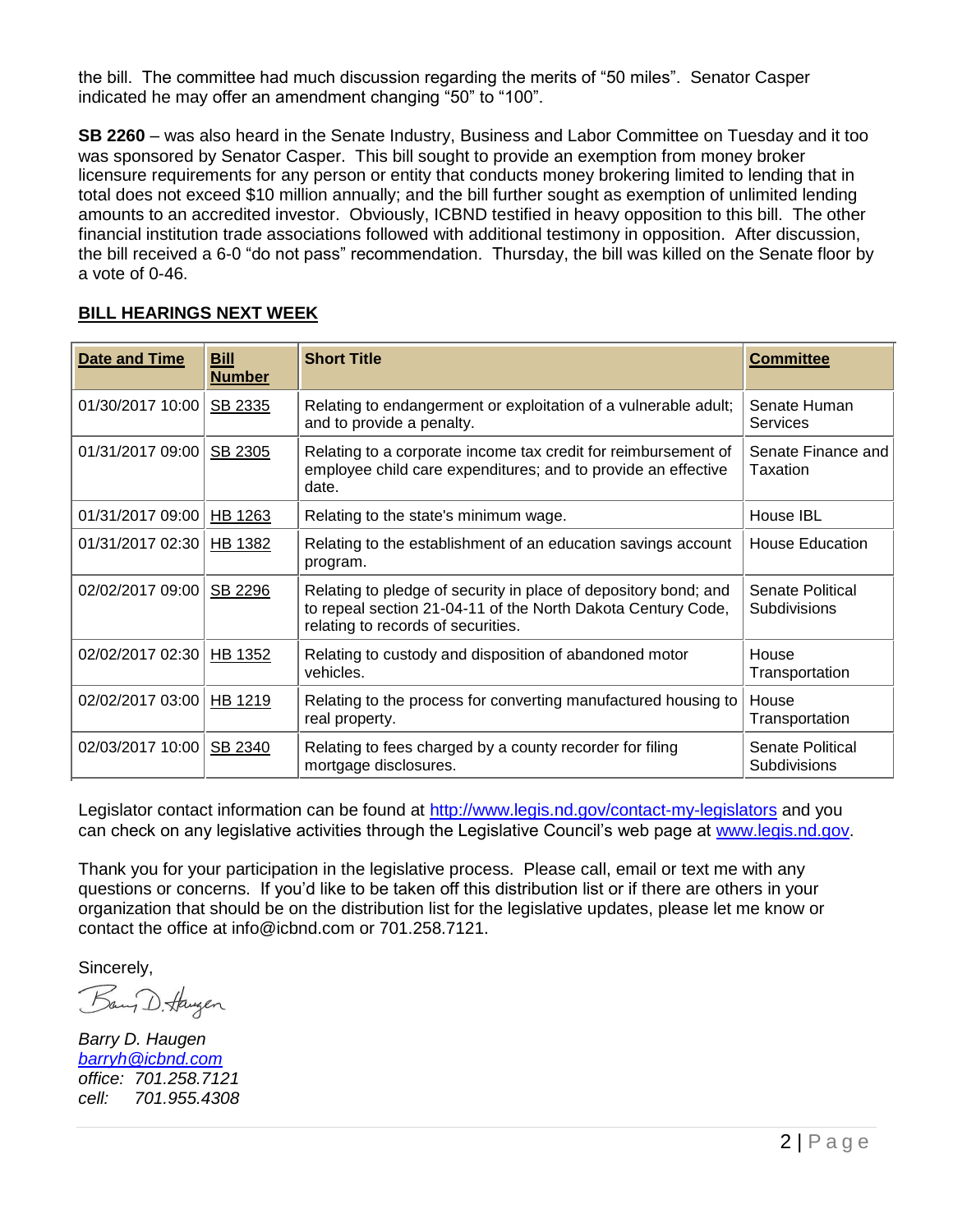the bill. The committee had much discussion regarding the merits of "50 miles". Senator Casper indicated he may offer an amendment changing "50" to "100".

**SB 2260** – was also heard in the Senate Industry, Business and Labor Committee on Tuesday and it too was sponsored by Senator Casper. This bill sought to provide an exemption from money broker licensure requirements for any person or entity that conducts money brokering limited to lending that in total does not exceed $10 million annually; and the bill further sought as exemption of unlimited lending amounts to an accredited investor. Obviously, ICBND testified in heavy opposition to this bill. The other financial institution trade associations followed with additional testimony in opposition. After discussion, the bill received a 6-0 "do not pass" recommendation. Thursday, the bill was killed on the Senate floor by a vote of 0-46.

## BILL HEARINGS NEXT WEEK

| Date and Time | Bill Number | Short Title | Committee |
|---|---|---|---|
| 01/30/2017 10:00 | SB 2335 | Relating to endangerment or exploitation of a vulnerable adult; and to provide a penalty. | Senate Human Services |
| 01/31/2017 09:00 | SB 2305 | Relating to a corporate income tax credit for reimbursement of employee child care expenditures; and to provide an effective date. | Senate Finance and Taxation |
| 01/31/2017 09:00 | HB 1263 | Relating to the state's minimum wage. | House IBL |
| 01/31/2017 02:30 | HB 1382 | Relating to the establishment of an education savings account program. | House Education |
| 02/02/2017 09:00 | SB 2296 | Relating to pledge of security in place of depository bond; and to repeal section 21-04-11 of the North Dakota Century Code, relating to records of securities. | Senate Political Subdivisions |
| 02/02/2017 02:30 | HB 1352 | Relating to custody and disposition of abandoned motor vehicles. | House Transportation |
| 02/02/2017 03:00 | HB 1219 | Relating to the process for converting manufactured housing to real property. | House Transportation |
| 02/03/2017 10:00 | SB 2340 | Relating to fees charged by a county recorder for filing mortgage disclosures. | Senate Political Subdivisions |

Legislator contact information can be found at http://www.legis.nd.gov/contact-my-legislators and you can check on any legislative activities through the Legislative Council's web page at www.legis.nd.gov.

Thank you for your participation in the legislative process. Please call, email or text me with any questions or concerns. If you'd like to be taken off this distribution list or if there are others in your organization that should be on the distribution list for the legislative updates, please let me know or contact the office at info@icbnd.com or 701.258.7121.

Sincerely,

*Barry D. Haugen*
*barryh@icbnd.com*
*office: 701.258.7121*
*cell: 701.955.4308*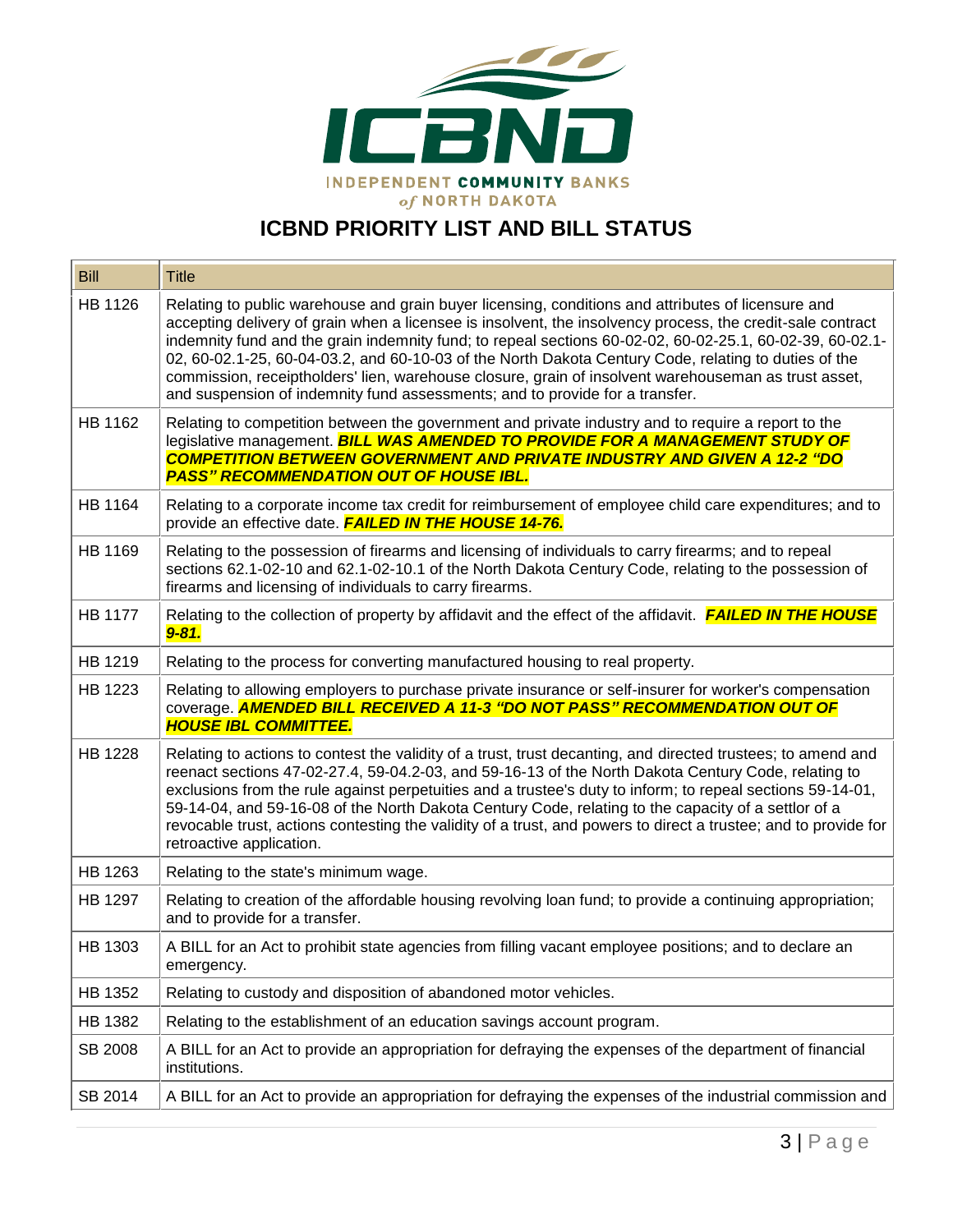# ICBND PRIORITY LIST AND BILL STATUS

| Bill | Title |
|---|---|
| HB 1126 | Relating to public warehouse and grain buyer licensing, conditions and attributes of licensure and accepting delivery of grain when a licensee is insolvent, the insolvency process, the credit-sale contract indemnity fund and the grain indemnity fund; to repeal sections 60-02-02, 60-02-25.1, 60-02-39, 60-02.1-02, 60-02.1-25, 60-04-03.2, and 60-10-03 of the North Dakota Century Code, relating to duties of the commission, receiptholders' lien, warehouse closure, grain of insolvent warehouseman as trust asset, and suspension of indemnity fund assessments; and to provide for a transfer. |
| HB 1162 | Relating to competition between the government and private industry and to require a report to the legislative management. ***BILL WAS AMENDED TO PROVIDE FOR A MANAGEMENT STUDY OF COMPETITION BETWEEN GOVERNMENT AND PRIVATE INDUSTRY AND GIVEN A 12-2 "DO PASS" RECOMMENDATION OUT OF HOUSE IBL.*** |
| HB 1164 | Relating to a corporate income tax credit for reimbursement of employee child care expenditures; and to provide an effective date. ***FAILED IN THE HOUSE 14-76.*** |
| HB 1169 | Relating to the possession of firearms and licensing of individuals to carry firearms; and to repeal sections 62.1-02-10 and 62.1-02-10.1 of the North Dakota Century Code, relating to the possession of firearms and licensing of individuals to carry firearms. |
| HB 1177 | Relating to the collection of property by affidavit and the effect of the affidavit. ***FAILED IN THE HOUSE 9-81.*** |
| HB 1219 | Relating to the process for converting manufactured housing to real property. |
| HB 1223 | Relating to allowing employers to purchase private insurance or self-insurer for worker's compensation coverage. ***AMENDED BILL RECEIVED A 11-3 "DO NOT PASS" RECOMMENDATION OUT OF HOUSE IBL COMMITTEE.*** |
| HB 1228 | Relating to actions to contest the validity of a trust, trust decanting, and directed trustees; to amend and reenact sections 47-02-27.4, 59-04.2-03, and 59-16-13 of the North Dakota Century Code, relating to exclusions from the rule against perpetuities and a trustee's duty to inform; to repeal sections 59-14-01, 59-14-04, and 59-16-08 of the North Dakota Century Code, relating to the capacity of a settlor of a revocable trust, actions contesting the validity of a trust, and powers to direct a trustee; and to provide for retroactive application. |
| HB 1263 | Relating to the state's minimum wage. |
| HB 1297 | Relating to creation of the affordable housing revolving loan fund; to provide a continuing appropriation; and to provide for a transfer. |
| HB 1303 | A BILL for an Act to prohibit state agencies from filling vacant employee positions; and to declare an emergency. |
| HB 1352 | Relating to custody and disposition of abandoned motor vehicles. |
| HB 1382 | Relating to the establishment of an education savings account program. |
| SB 2008 | A BILL for an Act to provide an appropriation for defraying the expenses of the department of financial institutions. |
| SB 2014 | A BILL for an Act to provide an appropriation for defraying the expenses of the industrial commission and |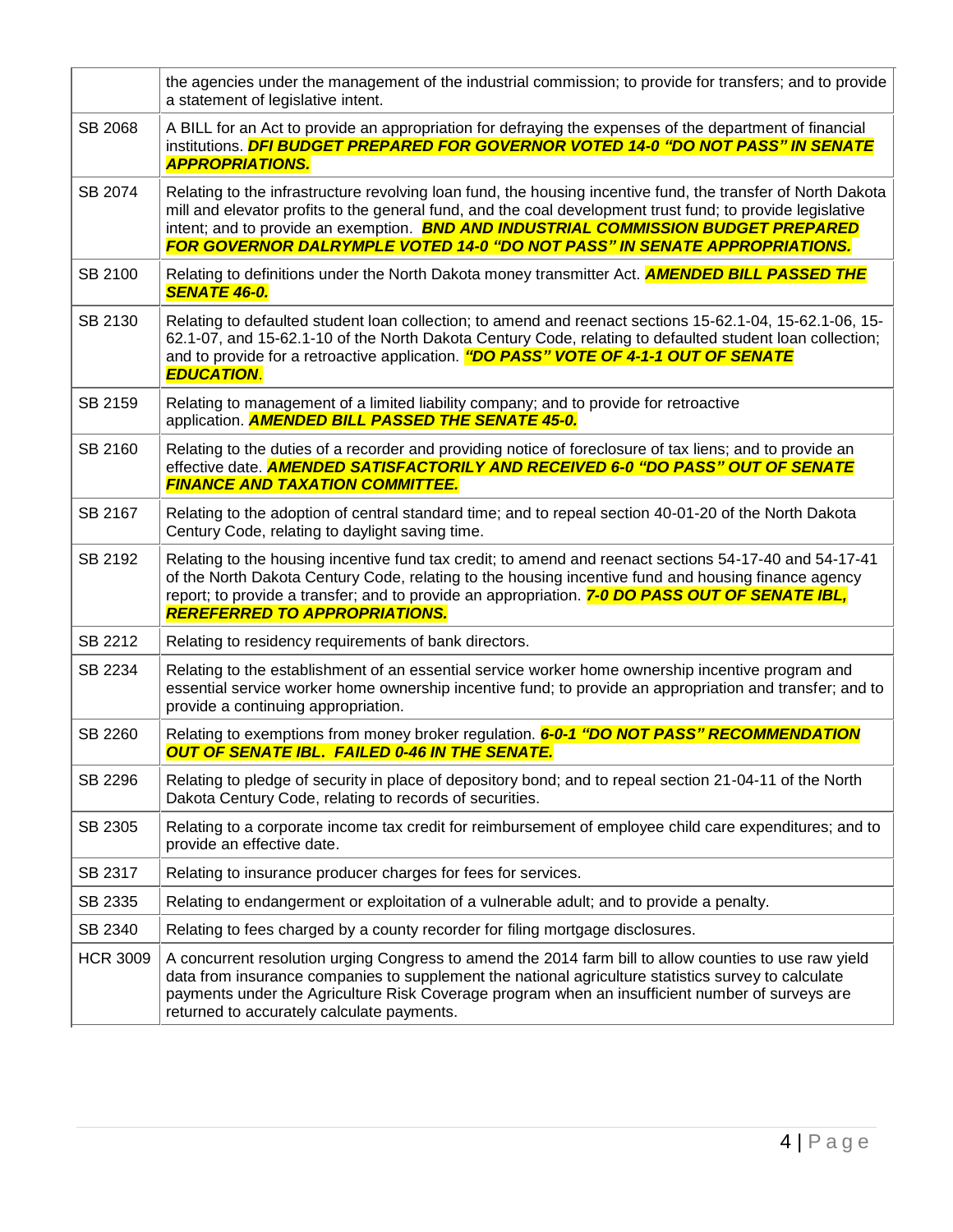| | |
|---|---|
| | the agencies under the management of the industrial commission; to provide for transfers; and to provide a statement of legislative intent. |
| SB 2068 | A BILL for an Act to provide an appropriation for defraying the expenses of the department of financial institutions. ***DFI BUDGET PREPARED FOR GOVERNOR VOTED 14-0 "DO NOT PASS" IN SENATE APPROPRIATIONS.*** |
| SB 2074 | Relating to the infrastructure revolving loan fund, the housing incentive fund, the transfer of North Dakota mill and elevator profits to the general fund, and the coal development trust fund; to provide legislative intent; and to provide an exemption. ***BND AND INDUSTRIAL COMMISSION BUDGET PREPARED FOR GOVERNOR DALRYMPLE VOTED 14-0 "DO NOT PASS" IN SENATE APPROPRIATIONS.*** |
| SB 2100 | Relating to definitions under the North Dakota money transmitter Act. ***AMENDED BILL PASSED THE SENATE 46-0.*** |
| SB 2130 | Relating to defaulted student loan collection; to amend and reenact sections 15-62.1-04, 15-62.1-06, 15-62.1-07, and 15-62.1-10 of the North Dakota Century Code, relating to defaulted student loan collection; and to provide for a retroactive application. ***"DO PASS" VOTE OF 4-1-1 OUT OF SENATE EDUCATION***. |
| SB 2159 | Relating to management of a limited liability company; and to provide for retroactive application. ***AMENDED BILL PASSED THE SENATE 45-0.*** |
| SB 2160 | Relating to the duties of a recorder and providing notice of foreclosure of tax liens; and to provide an effective date. ***AMENDED SATISFACTORILY AND RECEIVED 6-0 "DO PASS" OUT OF SENATE FINANCE AND TAXATION COMMITTEE.*** |
| SB 2167 | Relating to the adoption of central standard time; and to repeal section 40-01-20 of the North Dakota Century Code, relating to daylight saving time. |
| SB 2192 | Relating to the housing incentive fund tax credit; to amend and reenact sections 54-17-40 and 54-17-41 of the North Dakota Century Code, relating to the housing incentive fund and housing finance agency report; to provide a transfer; and to provide an appropriation. ***7-0 DO PASS OUT OF SENATE IBL, REREFERRED TO APPROPRIATIONS.*** |
| SB 2212 | Relating to residency requirements of bank directors. |
| SB 2234 | Relating to the establishment of an essential service worker home ownership incentive program and essential service worker home ownership incentive fund; to provide an appropriation and transfer; and to provide a continuing appropriation. |
| SB 2260 | Relating to exemptions from money broker regulation. ***6-0-1 "DO NOT PASS" RECOMMENDATION OUT OF SENATE IBL. FAILED 0-46 IN THE SENATE.*** |
| SB 2296 | Relating to pledge of security in place of depository bond; and to repeal section 21-04-11 of the North Dakota Century Code, relating to records of securities. |
| SB 2305 | Relating to a corporate income tax credit for reimbursement of employee child care expenditures; and to provide an effective date. |
| SB 2317 | Relating to insurance producer charges for fees for services. |
| SB 2335 | Relating to endangerment or exploitation of a vulnerable adult; and to provide a penalty. |
| SB 2340 | Relating to fees charged by a county recorder for filing mortgage disclosures. |
| HCR 3009 | A concurrent resolution urging Congress to amend the 2014 farm bill to allow counties to use raw yield data from insurance companies to supplement the national agriculture statistics survey to calculate payments under the Agriculture Risk Coverage program when an insufficient number of surveys are returned to accurately calculate payments. |